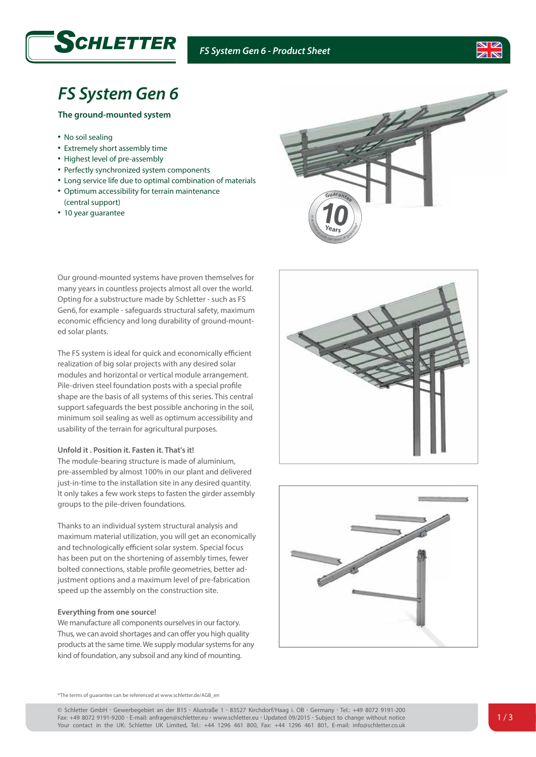# FS System Gen 6

**The ground-mounted system**

- No soil sealing
- Extremely short assembly time
- Highest level of pre-assembly
- Perfectly synchronized system components
- Long service life due to optimal combination of materials
- Optimum accessibility for terrain maintenance (central support)
- 10 year guarantee

Our ground-mounted systems have proven themselves for many years in countless projects almost all over the world. Opting for a substructure made by Schletter - such as FS Gen6, for example - safeguards structural safety, maximum economic efficiency and long durability of ground-mounted solar plants.

The FS system is ideal for quick and economically efficient realization of big solar projects with any desired solar modules and horizontal or vertical module arrangement. Pile-driven steel foundation posts with a special profile shape are the basis of all systems of this series. This central support safeguards the best possible anchoring in the soil, minimum soil sealing as well as optimum accessibility and usability of the terrain for agricultural purposes.

**Unfold it . Position it. Fasten it. That's it!**

The module-bearing structure is made of aluminium, pre-assembled by almost 100% in our plant and delivered just-in-time to the installation site in any desired quantity. It only takes a few work steps to fasten the girder assembly groups to the pile-driven foundations.

Thanks to an individual system structural analysis and maximum material utilization, you will get an economically and technologically efficient solar system. Special focus has been put on the shortening of assembly times, fewer bolted connections, stable profile geometries, better adjustment options and a maximum level of pre-fabrication speed up the assembly on the construction site.

**Everything from one source!**

We manufacture all components ourselves in our factory. Thus, we can avoid shortages and can offer you high quality products at the same time. We supply modular systems for any kind of foundation, any subsoil and any kind of mounting.

*The terms of guarantee can be referenced at www.schletter.de/AGB_en

© Schletter GmbH · Gewerbegebiet an der B15 · Alustraße 1 · 83527 Kirchdorf/Haag i. OB · Germany · Tel.: +49 8072 9191-200
Fax: +49 8072 9191-9200 · E-mail: anfragen@schletter.eu · www.schletter.eu · Updated 09/2015 · Subject to change without notice
Your contact in the UK: Schletter UK Limited, Tel.: +44 1296 461 800, Fax: +44 1296 461 801, E-mail: info@schletter.co.uk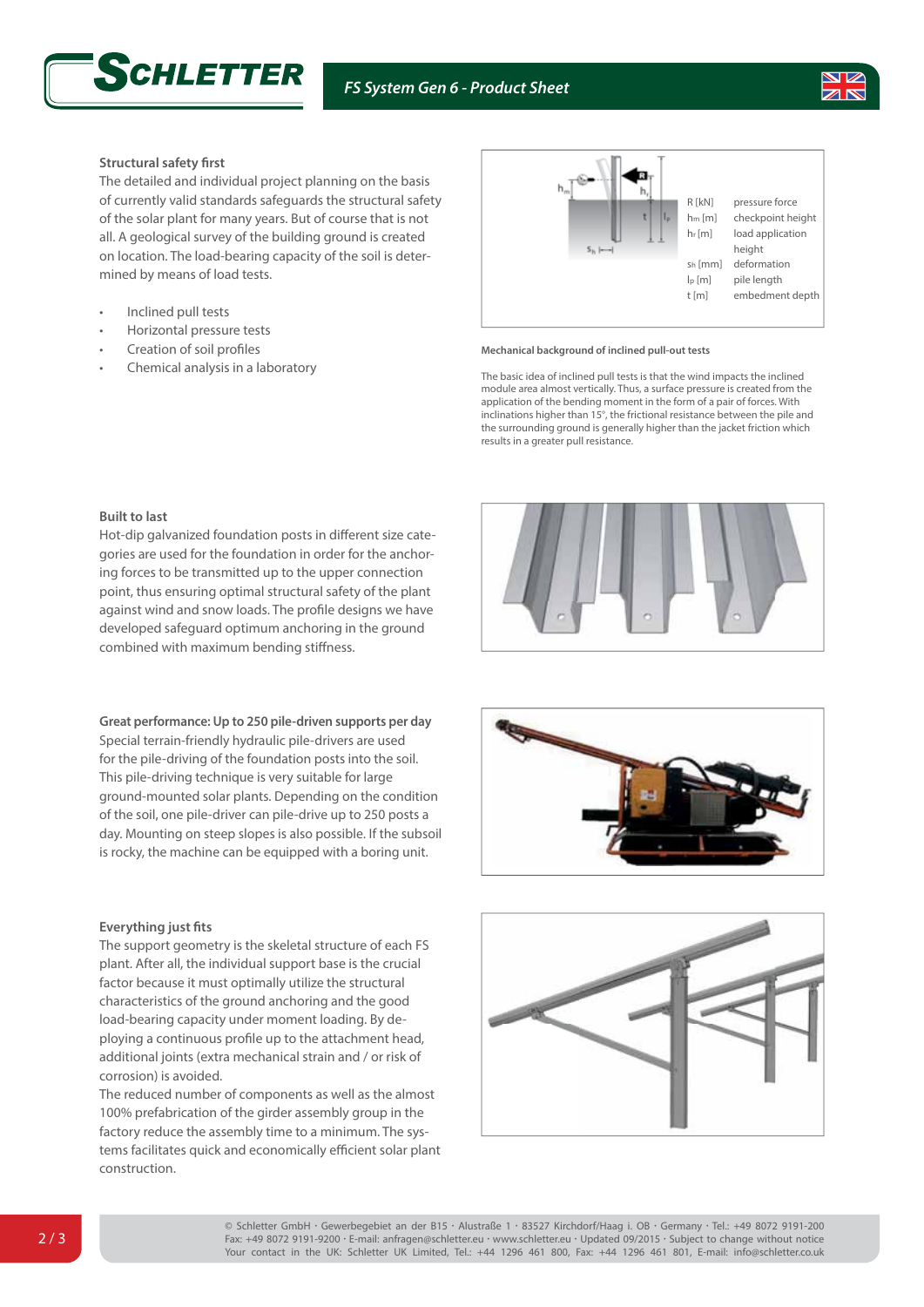### Structural safety first

The detailed and individual project planning on the basis of currently valid standards safeguards the structural safety of the solar plant for many years. But of course that is not all. A geological survey of the building ground is created on location. The load-bearing capacity of the soil is determined by means of load tests.

- Inclined pull tests
- Horizontal pressure tests
- Creation of soil profiles
- Chemical analysis in a laboratory

| | |
|---|---|
| R [kN] | pressure force |
| $h_m$ [m] | checkpoint height |
| $h_r$ [m] | load application height |
| $s_h$ [mm] | deformation |
| $l_p$ [m] | pile length |
| t [m] | embedment depth |

**Mechanical background of inclined pull-out tests**

The basic idea of inclined pull tests is that the wind impacts the inclined module area almost vertically. Thus, a surface pressure is created from the application of the bending moment in the form of a pair of forces. With inclinations higher than 15°, the frictional resistance between the pile and the surrounding ground is generally higher than the jacket friction which results in a greater pull resistance.

### Built to last

Hot-dip galvanized foundation posts in different size categories are used for the foundation in order for the anchoring forces to be transmitted up to the upper connection point, thus ensuring optimal structural safety of the plant against wind and snow loads. The profile designs we have developed safeguard optimum anchoring in the ground combined with maximum bending stiffness.

### Great performance: Up to 250 pile-driven supports per day

Special terrain-friendly hydraulic pile-drivers are used for the pile-driving of the foundation posts into the soil. This pile-driving technique is very suitable for large ground-mounted solar plants. Depending on the condition of the soil, one pile-driver can pile-drive up to 250 posts a day. Mounting on steep slopes is also possible. If the subsoil is rocky, the machine can be equipped with a boring unit.

### Everything just fits

The support geometry is the skeletal structure of each FS plant. After all, the individual support base is the crucial factor because it must optimally utilize the structural characteristics of the ground anchoring and the good load-bearing capacity under moment loading. By deploying a continuous profile up to the attachment head, additional joints (extra mechanical strain and / or risk of corrosion) is avoided.

The reduced number of components as well as the almost 100% prefabrication of the girder assembly group in the factory reduce the assembly time to a minimum. The systems facilitates quick and economically efficient solar plant construction.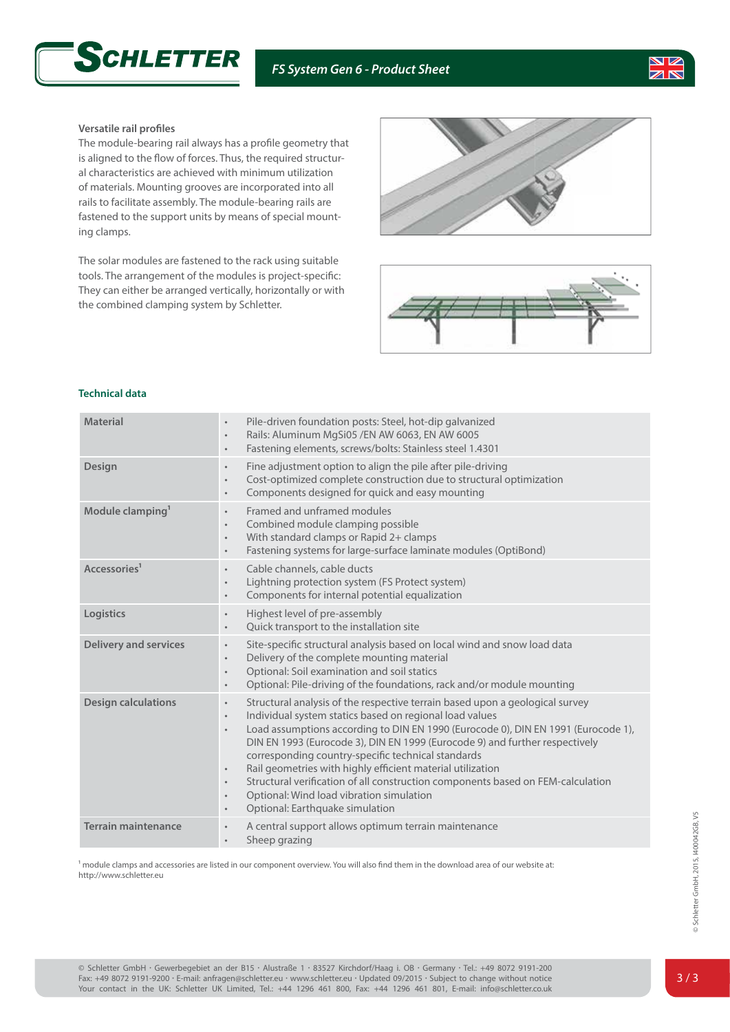### Versatile rail profiles

The module-bearing rail always has a profile geometry that is aligned to the flow of forces. Thus, the required structural characteristics are achieved with minimum utilization of materials. Mounting grooves are incorporated into all rails to facilitate assembly. The module-bearing rails are fastened to the support units by means of special mounting clamps.

The solar modules are fastened to the rack using suitable tools. The arrangement of the modules is project-specific: They can either be arranged vertically, horizontally or with the combined clamping system by Schletter.

## Technical data

| | |
|---|---|
| **Material** | • Pile-driven foundation posts: Steel, hot-dip galvanized<br>• Rails: Aluminum MgSi05 /EN AW 6063, EN AW 6005<br>• Fastening elements, screws/bolts: Stainless steel 1.4301 |
| **Design** | • Fine adjustment option to align the pile after pile-driving<br>• Cost-optimized complete construction due to structural optimization<br>• Components designed for quick and easy mounting |
| **Module clamping**[1] | • Framed and unframed modules<br>• Combined module clamping possible<br>• With standard clamps or Rapid 2+ clamps<br>• Fastening systems for large-surface laminate modules (OptiBond) |
| **Accessories**[1] | • Cable channels, cable ducts<br>• Lightning protection system (FS Protect system)<br>• Components for internal potential equalization |
| **Logistics** | • Highest level of pre-assembly<br>• Quick transport to the installation site |
| **Delivery and services** | • Site-specific structural analysis based on local wind and snow load data<br>• Delivery of the complete mounting material<br>• Optional: Soil examination and soil statics<br>• Optional: Pile-driving of the foundations, rack and/or module mounting |
| **Design calculations** | • Structural analysis of the respective terrain based upon a geological survey<br>• Individual system statics based on regional load values<br>• Load assumptions according to DIN EN 1990 (Eurocode 0), DIN EN 1991 (Eurocode 1), DIN EN 1993 (Eurocode 3), DIN EN 1999 (Eurocode 9) and further respectively corresponding country-specific technical standards<br>• Rail geometries with highly efficient material utilization<br>• Structural verification of all construction components based on FEM-calculation<br>• Optional: Wind load vibration simulation<br>• Optional: Earthquake simulation |
| **Terrain maintenance** | • A central support allows optimum terrain maintenance<br>• Sheep grazing |

[1] module clamps and accessories are listed in our component overview. You will also find them in the download area of our website at: http://www.schletter.eu

© Schletter GmbH · Gewerbegebiet an der B15 · Alustraße 1 · 83527 Kirchdorf/Haag i. OB · Germany · Tel.: +49 8072 9191-200
Fax: +49 8072 9191-9200 · E-mail: anfragen@schletter.eu · www.schletter.eu · Updated 09/2015 · Subject to change without notice
Your contact in the UK: Schletter UK Limited, Tel.: +44 1296 461 800, Fax: +44 1296 461 801, E-mail: info@schletter.co.uk